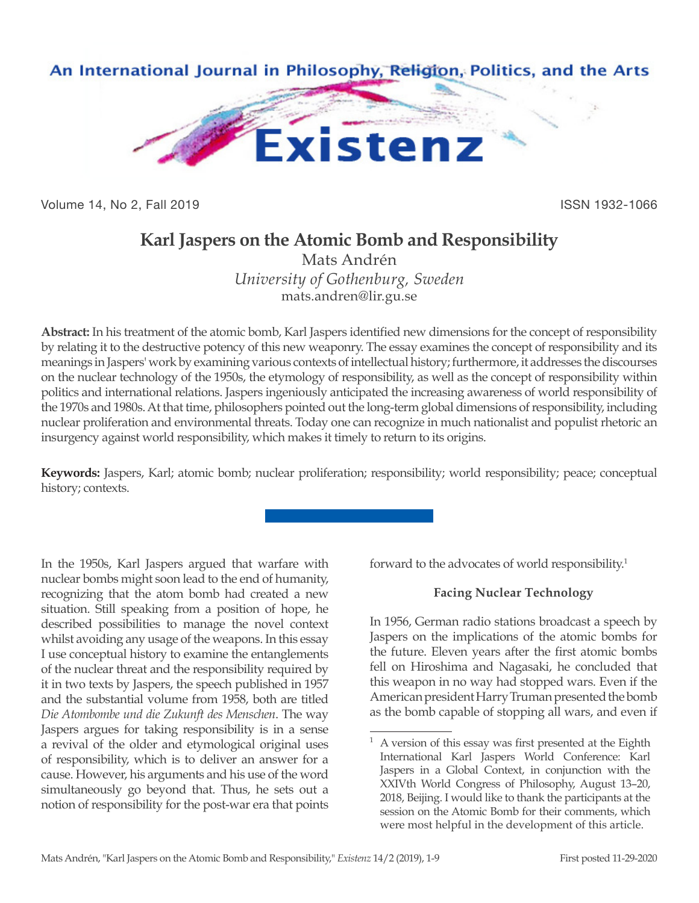# Karl Jaspers on the Atomic Bomb and Responsibility

Mats Andrén

*University of Gothenburg, Sweden*

mats.andren@lir.gu.se

**Abstract:** In his treatment of the atomic bomb, Karl Jaspers identified new dimensions for the concept of responsibility by relating it to the destructive potency of this new weaponry. The essay examines the concept of responsibility and its meanings in Jaspers' work by examining various contexts of intellectual history; furthermore, it addresses the discourses on the nuclear technology of the 1950s, the etymology of responsibility, as well as the concept of responsibility within politics and international relations. Jaspers ingeniously anticipated the increasing awareness of world responsibility of the 1970s and 1980s. At that time, philosophers pointed out the long-term global dimensions of responsibility, including nuclear proliferation and environmental threats. Today one can recognize in much nationalist and populist rhetoric an insurgency against world responsibility, which makes it timely to return to its origins.

**Keywords:** Jaspers, Karl; atomic bomb; nuclear proliferation; responsibility; world responsibility; peace; conceptual history; contexts.

In the 1950s, Karl Jaspers argued that warfare with nuclear bombs might soon lead to the end of humanity, recognizing that the atom bomb had created a new situation. Still speaking from a position of hope, he described possibilities to manage the novel context whilst avoiding any usage of the weapons. In this essay I use conceptual history to examine the entanglements of the nuclear threat and the responsibility required by it in two texts by Jaspers, the speech published in 1957 and the substantial volume from 1958, both are titled *Die Atombombe und die Zukunft des Menschen*. The way Jaspers argues for taking responsibility is in a sense a revival of the older and etymological original uses of responsibility, which is to deliver an answer for a cause. However, his arguments and his use of the word simultaneously go beyond that. Thus, he sets out a notion of responsibility for the post-war era that points forward to the advocates of world responsibility.[1]

### Facing Nuclear Technology

In 1956, German radio stations broadcast a speech by Jaspers on the implications of the atomic bombs for the future. Eleven years after the first atomic bombs fell on Hiroshima and Nagasaki, he concluded that this weapon in no way had stopped wars. Even if the American president Harry Truman presented the bomb as the bomb capable of stopping all wars, and even if

[1] A version of this essay was first presented at the Eighth International Karl Jaspers World Conference: Karl Jaspers in a Global Context, in conjunction with the XXIVth World Congress of Philosophy, August 13–20, 2018, Beijing. I would like to thank the participants at the session on the Atomic Bomb for their comments, which were most helpful in the development of this article.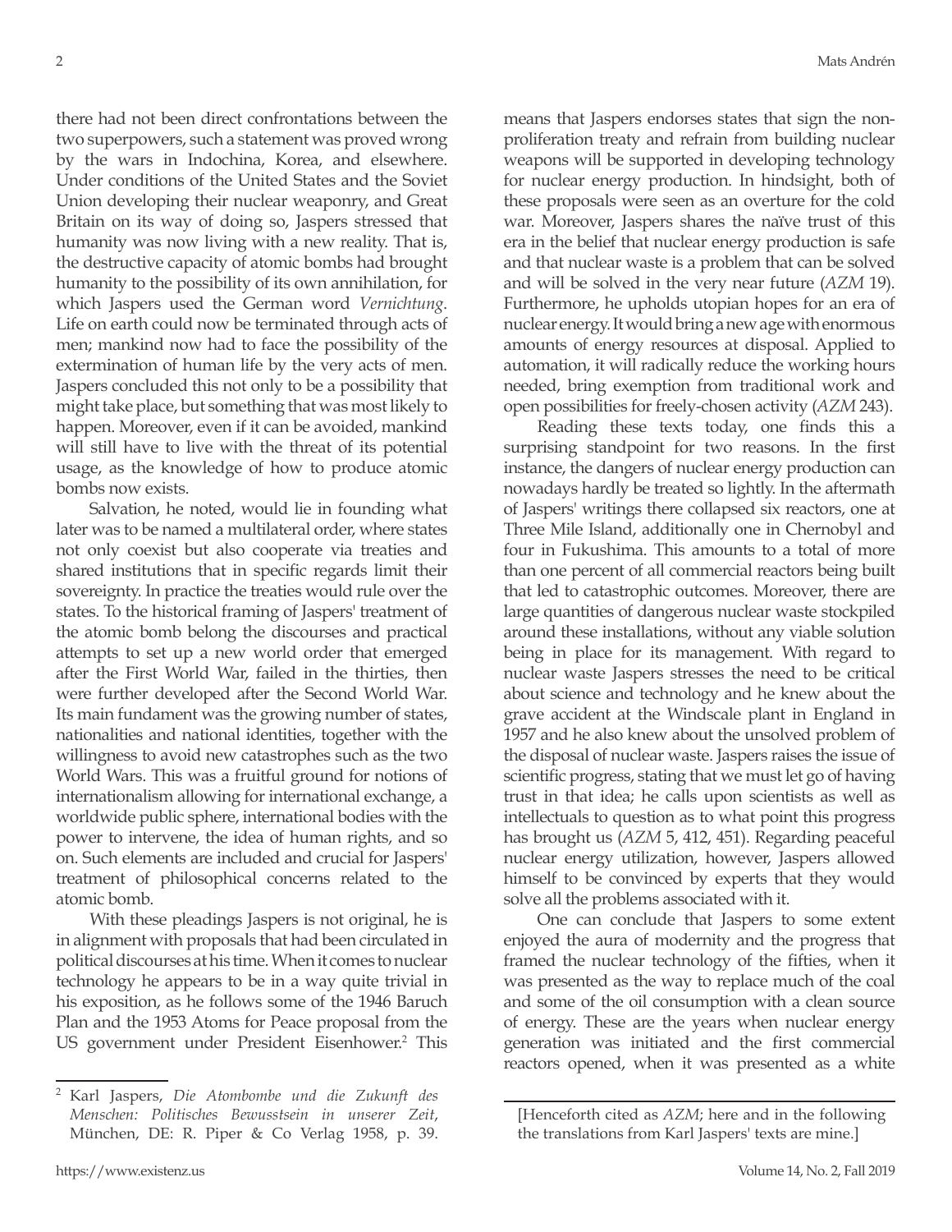there had not been direct confrontations between the two superpowers, such a statement was proved wrong by the wars in Indochina, Korea, and elsewhere. Under conditions of the United States and the Soviet Union developing their nuclear weaponry, and Great Britain on its way of doing so, Jaspers stressed that humanity was now living with a new reality. That is, the destructive capacity of atomic bombs had brought humanity to the possibility of its own annihilation, for which Jaspers used the German word *Vernichtung*. Life on earth could now be terminated through acts of men; mankind now had to face the possibility of the extermination of human life by the very acts of men. Jaspers concluded this not only to be a possibility that might take place, but something that was most likely to happen. Moreover, even if it can be avoided, mankind will still have to live with the threat of its potential usage, as the knowledge of how to produce atomic bombs now exists.

Salvation, he noted, would lie in founding what later was to be named a multilateral order, where states not only coexist but also cooperate via treaties and shared institutions that in specific regards limit their sovereignty. In practice the treaties would rule over the states. To the historical framing of Jaspers' treatment of the atomic bomb belong the discourses and practical attempts to set up a new world order that emerged after the First World War, failed in the thirties, then were further developed after the Second World War. Its main fundament was the growing number of states, nationalities and national identities, together with the willingness to avoid new catastrophes such as the two World Wars. This was a fruitful ground for notions of internationalism allowing for international exchange, a worldwide public sphere, international bodies with the power to intervene, the idea of human rights, and so on. Such elements are included and crucial for Jaspers' treatment of philosophical concerns related to the atomic bomb.

With these pleadings Jaspers is not original, he is in alignment with proposals that had been circulated in political discourses at his time. When it comes to nuclear technology he appears to be in a way quite trivial in his exposition, as he follows some of the 1946 Baruch Plan and the 1953 Atoms for Peace proposal from the US government under President Eisenhower.[2] This means that Jaspers endorses states that sign the non-proliferation treaty and refrain from building nuclear weapons will be supported in developing technology for nuclear energy production. In hindsight, both of these proposals were seen as an overture for the cold war. Moreover, Jaspers shares the naïve trust of this era in the belief that nuclear energy production is safe and that nuclear waste is a problem that can be solved and will be solved in the very near future (*AZM* 19). Furthermore, he upholds utopian hopes for an era of nuclear energy. It would bring a new age with enormous amounts of energy resources at disposal. Applied to automation, it will radically reduce the working hours needed, bring exemption from traditional work and open possibilities for freely-chosen activity (*AZM* 243).

Reading these texts today, one finds this a surprising standpoint for two reasons. In the first instance, the dangers of nuclear energy production can nowadays hardly be treated so lightly. In the aftermath of Jaspers' writings there collapsed six reactors, one at Three Mile Island, additionally one in Chernobyl and four in Fukushima. This amounts to a total of more than one percent of all commercial reactors being built that led to catastrophic outcomes. Moreover, there are large quantities of dangerous nuclear waste stockpiled around these installations, without any viable solution being in place for its management. With regard to nuclear waste Jaspers stresses the need to be critical about science and technology and he knew about the grave accident at the Windscale plant in England in 1957 and he also knew about the unsolved problem of the disposal of nuclear waste. Jaspers raises the issue of scientific progress, stating that we must let go of having trust in that idea; he calls upon scientists as well as intellectuals to question as to what point this progress has brought us (*AZM* 5, 412, 451). Regarding peaceful nuclear energy utilization, however, Jaspers allowed himself to be convinced by experts that they would solve all the problems associated with it.

One can conclude that Jaspers to some extent enjoyed the aura of modernity and the progress that framed the nuclear technology of the fifties, when it was presented as the way to replace much of the coal and some of the oil consumption with a clean source of energy. These are the years when nuclear energy generation was initiated and the first commercial reactors opened, when it was presented as a white

---

[2] Karl Jaspers, *Die Atombombe und die Zukunft des Menschen: Politisches Bewusstsein in unserer Zeit*, München, DE: R. Piper & Co Verlag 1958, p. 39. [Henceforth cited as *AZM*; here and in the following the translations from Karl Jaspers' texts are mine.]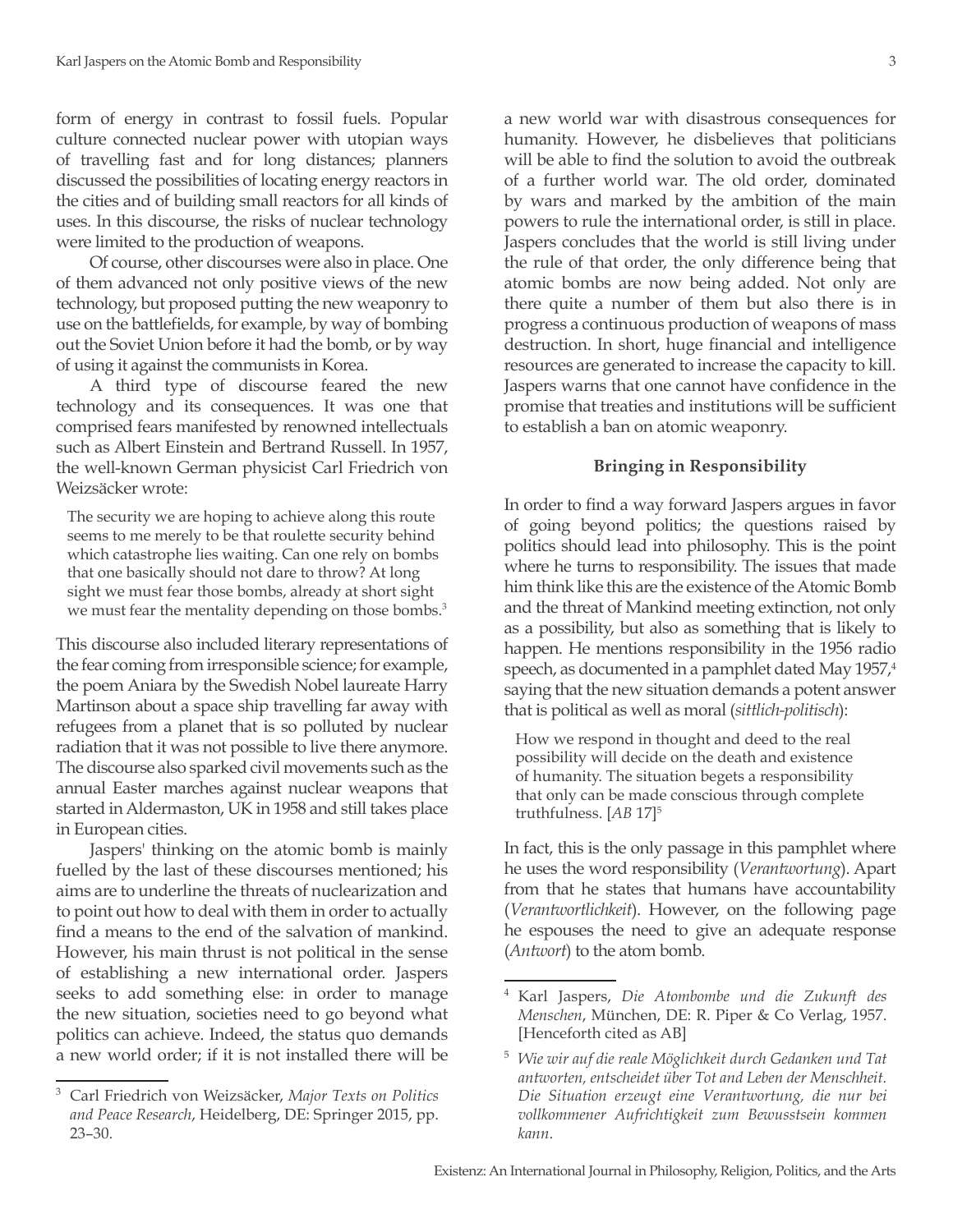form of energy in contrast to fossil fuels. Popular culture connected nuclear power with utopian ways of travelling fast and for long distances; planners discussed the possibilities of locating energy reactors in the cities and of building small reactors for all kinds of uses. In this discourse, the risks of nuclear technology were limited to the production of weapons.

Of course, other discourses were also in place. One of them advanced not only positive views of the new technology, but proposed putting the new weaponry to use on the battlefields, for example, by way of bombing out the Soviet Union before it had the bomb, or by way of using it against the communists in Korea.

A third type of discourse feared the new technology and its consequences. It was one that comprised fears manifested by renowned intellectuals such as Albert Einstein and Bertrand Russell. In 1957, the well-known German physicist Carl Friedrich von Weizsäcker wrote:

> The security we are hoping to achieve along this route seems to me merely to be that roulette security behind which catastrophe lies waiting. Can one rely on bombs that one basically should not dare to throw? At long sight we must fear those bombs, already at short sight we must fear the mentality depending on those bombs.[3]

This discourse also included literary representations of the fear coming from irresponsible science; for example, the poem Aniara by the Swedish Nobel laureate Harry Martinson about a space ship travelling far away with refugees from a planet that is so polluted by nuclear radiation that it was not possible to live there anymore. The discourse also sparked civil movements such as the annual Easter marches against nuclear weapons that started in Aldermaston, UK in 1958 and still takes place in European cities.

Jaspers' thinking on the atomic bomb is mainly fuelled by the last of these discourses mentioned; his aims are to underline the threats of nuclearization and to point out how to deal with them in order to actually find a means to the end of the salvation of mankind. However, his main thrust is not political in the sense of establishing a new international order. Jaspers seeks to add something else: in order to manage the new situation, societies need to go beyond what politics can achieve. Indeed, the status quo demands a new world order; if it is not installed there will be a new world war with disastrous consequences for humanity. However, he disbelieves that politicians will be able to find the solution to avoid the outbreak of a further world war. The old order, dominated by wars and marked by the ambition of the main powers to rule the international order, is still in place. Jaspers concludes that the world is still living under the rule of that order, the only difference being that atomic bombs are now being added. Not only are there quite a number of them but also there is in progress a continuous production of weapons of mass destruction. In short, huge financial and intelligence resources are generated to increase the capacity to kill. Jaspers warns that one cannot have confidence in the promise that treaties and institutions will be sufficient to establish a ban on atomic weaponry.

### Bringing in Responsibility

In order to find a way forward Jaspers argues in favor of going beyond politics; the questions raised by politics should lead into philosophy. This is the point where he turns to responsibility. The issues that made him think like this are the existence of the Atomic Bomb and the threat of Mankind meeting extinction, not only as a possibility, but also as something that is likely to happen. He mentions responsibility in the 1956 radio speech, as documented in a pamphlet dated May 1957,[4] saying that the new situation demands a potent answer that is political as well as moral (*sittlich-politisch*):

> How we respond in thought and deed to the real possibility will decide on the death and existence of humanity. The situation begets a responsibility that only can be made conscious through complete truthfulness. [*AB* 17][5]

In fact, this is the only passage in this pamphlet where he uses the word responsibility (*Verantwortung*). Apart from that he states that humans have accountability (*Verantwortlichkeit*). However, on the following page he espouses the need to give an adequate response (*Antwort*) to the atom bomb.

---

[3] Carl Friedrich von Weizsäcker, *Major Texts on Politics and Peace Research*, Heidelberg, DE: Springer 2015, pp. 23–30.

[4] Karl Jaspers, *Die Atombombe und die Zukunft des Menschen*, München, DE: R. Piper & Co Verlag, 1957. [Henceforth cited as AB]

[5] *Wie wir auf die reale Möglichkeit durch Gedanken und Tat antworten, entscheidet über Tot and Leben der Menschheit. Die Situation erzeugt eine Verantwortung, die nur bei vollkommener Aufrichtigkeit zum Bewusstsein kommen kann.*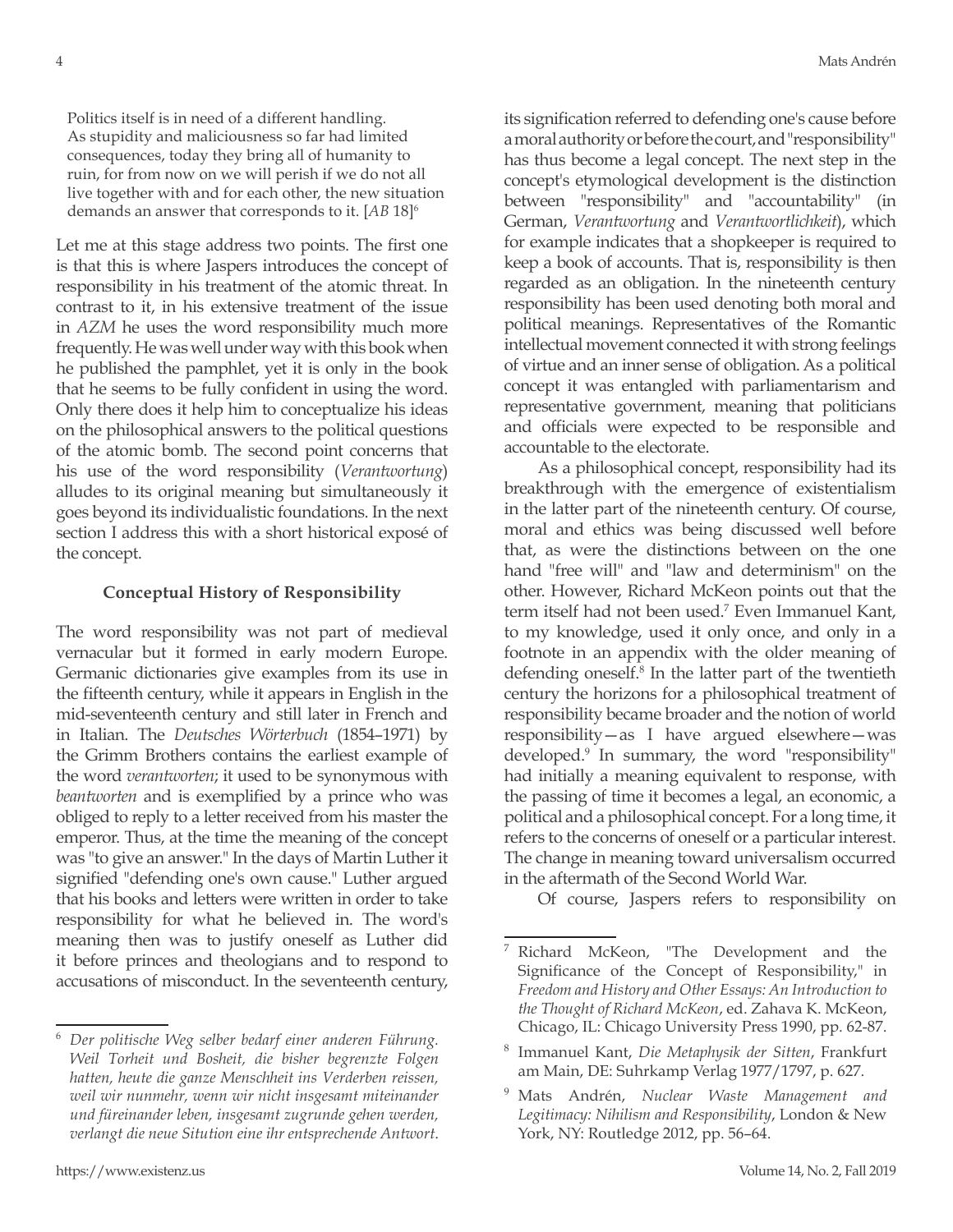> Politics itself is in need of a different handling. As stupidity and maliciousness so far had limited consequences, today they bring all of humanity to ruin, for from now on we will perish if we do not all live together with and for each other, the new situation demands an answer that corresponds to it. [*AB* 18][6]

Let me at this stage address two points. The first one is that this is where Jaspers introduces the concept of responsibility in his treatment of the atomic threat. In contrast to it, in his extensive treatment of the issue in *AZM* he uses the word responsibility much more frequently. He was well under way with this book when he published the pamphlet, yet it is only in the book that he seems to be fully confident in using the word. Only there does it help him to conceptualize his ideas on the philosophical answers to the political questions of the atomic bomb. The second point concerns that his use of the word responsibility (*Verantwortung*) alludes to its original meaning but simultaneously it goes beyond its individualistic foundations. In the next section I address this with a short historical exposé of the concept.

### Conceptual History of Responsibility

The word responsibility was not part of medieval vernacular but it formed in early modern Europe. Germanic dictionaries give examples from its use in the fifteenth century, while it appears in English in the mid-seventeenth century and still later in French and in Italian. The *Deutsches Wörterbuch* (1854–1971) by the Grimm Brothers contains the earliest example of the word *verantworten*; it used to be synonymous with *beantworten* and is exemplified by a prince who was obliged to reply to a letter received from his master the emperor. Thus, at the time the meaning of the concept was "to give an answer." In the days of Martin Luther it signified "defending one's own cause." Luther argued that his books and letters were written in order to take responsibility for what he believed in. The word's meaning then was to justify oneself as Luther did it before princes and theologians and to respond to accusations of misconduct. In the seventeenth century, its signification referred to defending one's cause before a moral authority or before the court, and "responsibility" has thus become a legal concept. The next step in the concept's etymological development is the distinction between "responsibility" and "accountability" (in German, *Verantwortung* and *Verantwortlichkeit*), which for example indicates that a shopkeeper is required to keep a book of accounts. That is, responsibility is then regarded as an obligation. In the nineteenth century responsibility has been used denoting both moral and political meanings. Representatives of the Romantic intellectual movement connected it with strong feelings of virtue and an inner sense of obligation. As a political concept it was entangled with parliamentarism and representative government, meaning that politicians and officials were expected to be responsible and accountable to the electorate.

As a philosophical concept, responsibility had its breakthrough with the emergence of existentialism in the latter part of the nineteenth century. Of course, moral and ethics was being discussed well before that, as were the distinctions between on the one hand "free will" and "law and determinism" on the other. However, Richard McKeon points out that the term itself had not been used.[7] Even Immanuel Kant, to my knowledge, used it only once, and only in a footnote in an appendix with the older meaning of defending oneself.[8] In the latter part of the twentieth century the horizons for a philosophical treatment of responsibility became broader and the notion of world responsibility—as I have argued elsewhere—was developed.[9] In summary, the word "responsibility" had initially a meaning equivalent to response, with the passing of time it becomes a legal, an economic, a political and a philosophical concept. For a long time, it refers to the concerns of oneself or a particular interest. The change in meaning toward universalism occurred in the aftermath of the Second World War.

Of course, Jaspers refers to responsibility on

---

[6] *Der politische Weg selber bedarf einer anderen Führung. Weil Torheit und Bosheit, die bisher begrenzte Folgen hatten, heute die ganze Menschheit ins Verderben reissen, weil wir nunmehr, wenn wir nicht insgesamt miteinander und füreinander leben, insgesamt zugrunde gehen werden, verlangt die neue Sitution eine ihr entsprechende Antwort.*

[7] Richard McKeon, "The Development and the Significance of the Concept of Responsibility," in *Freedom and History and Other Essays: An Introduction to the Thought of Richard McKeon*, ed. Zahava K. McKeon, Chicago, IL: Chicago University Press 1990, pp. 62-87.

[8] Immanuel Kant, *Die Metaphysik der Sitten*, Frankfurt am Main, DE: Suhrkamp Verlag 1977/1797, p. 627.

[9] Mats Andrén, *Nuclear Waste Management and Legitimacy: Nihilism and Responsibility*, London & New York, NY: Routledge 2012, pp. 56–64.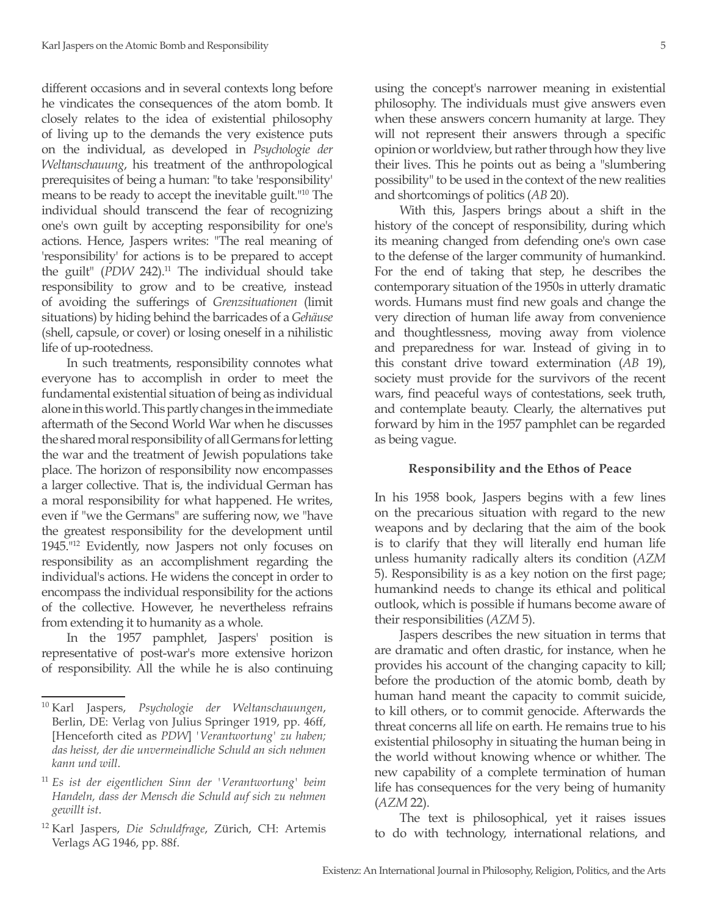different occasions and in several contexts long before he vindicates the consequences of the atom bomb. It closely relates to the idea of existential philosophy of living up to the demands the very existence puts on the individual, as developed in *Psychologie der Weltanschauung*, his treatment of the anthropological prerequisites of being a human: "to take 'responsibility' means to be ready to accept the inevitable guilt."[10] The individual should transcend the fear of recognizing one's own guilt by accepting responsibility for one's actions. Hence, Jaspers writes: "The real meaning of 'responsibility' for actions is to be prepared to accept the guilt" (*PDW* 242).[11] The individual should take responsibility to grow and to be creative, instead of avoiding the sufferings of *Grenzsituationen* (limit situations) by hiding behind the barricades of a *Gehäuse* (shell, capsule, or cover) or losing oneself in a nihilistic life of up-rootedness.

In such treatments, responsibility connotes what everyone has to accomplish in order to meet the fundamental existential situation of being as individual alone in this world. This partly changes in the immediate aftermath of the Second World War when he discusses the shared moral responsibility of all Germans for letting the war and the treatment of Jewish populations take place. The horizon of responsibility now encompasses a larger collective. That is, the individual German has a moral responsibility for what happened. He writes, even if "we the Germans" are suffering now, we "have the greatest responsibility for the development until 1945."[12] Evidently, now Jaspers not only focuses on responsibility as an accomplishment regarding the individual's actions. He widens the concept in order to encompass the individual responsibility for the actions of the collective. However, he nevertheless refrains from extending it to humanity as a whole.

In the 1957 pamphlet, Jaspers' position is representative of post-war's more extensive horizon of responsibility. All the while he is also continuing using the concept's narrower meaning in existential philosophy. The individuals must give answers even when these answers concern humanity at large. They will not represent their answers through a specific opinion or worldview, but rather through how they live their lives. This he points out as being a "slumbering possibility" to be used in the context of the new realities and shortcomings of politics (*AB* 20).

With this, Jaspers brings about a shift in the history of the concept of responsibility, during which its meaning changed from defending one's own case to the defense of the larger community of humankind. For the end of taking that step, he describes the contemporary situation of the 1950s in utterly dramatic words. Humans must find new goals and change the very direction of human life away from convenience and thoughtlessness, moving away from violence and preparedness for war. Instead of giving in to this constant drive toward extermination (*AB* 19), society must provide for the survivors of the recent wars, find peaceful ways of contestations, seek truth, and contemplate beauty. Clearly, the alternatives put forward by him in the 1957 pamphlet can be regarded as being vague.

## Responsibility and the Ethos of Peace

In his 1958 book, Jaspers begins with a few lines on the precarious situation with regard to the new weapons and by declaring that the aim of the book is to clarify that they will literally end human life unless humanity radically alters its condition (*AZM* 5). Responsibility is as a key notion on the first page; humankind needs to change its ethical and political outlook, which is possible if humans become aware of their responsibilities (*AZM* 5).

Jaspers describes the new situation in terms that are dramatic and often drastic, for instance, when he provides his account of the changing capacity to kill; before the production of the atomic bomb, death by human hand meant the capacity to commit suicide, to kill others, or to commit genocide. Afterwards the threat concerns all life on earth. He remains true to his existential philosophy in situating the human being in the world without knowing whence or whither. The new capability of a complete termination of human life has consequences for the very being of humanity (*AZM* 22).

The text is philosophical, yet it raises issues to do with technology, international relations, and

---

[10] Karl Jaspers, *Psychologie der Weltanschauungen*, Berlin, DE: Verlag von Julius Springer 1919, pp. 46ff, [Henceforth cited as *PDW*] *'Verantwortung' zu haben; das heisst, der die unvermeidliche Schuld an sich nehmen kann und will.*

[11] *Es ist der eigentlichen Sinn der 'Verantwortung' beim Handeln, dass der Mensch die Schuld auf sich zu nehmen gewillt ist.*

[12] Karl Jaspers, *Die Schuldfrage*, Zürich, CH: Artemis Verlags AG 1946, pp. 88f.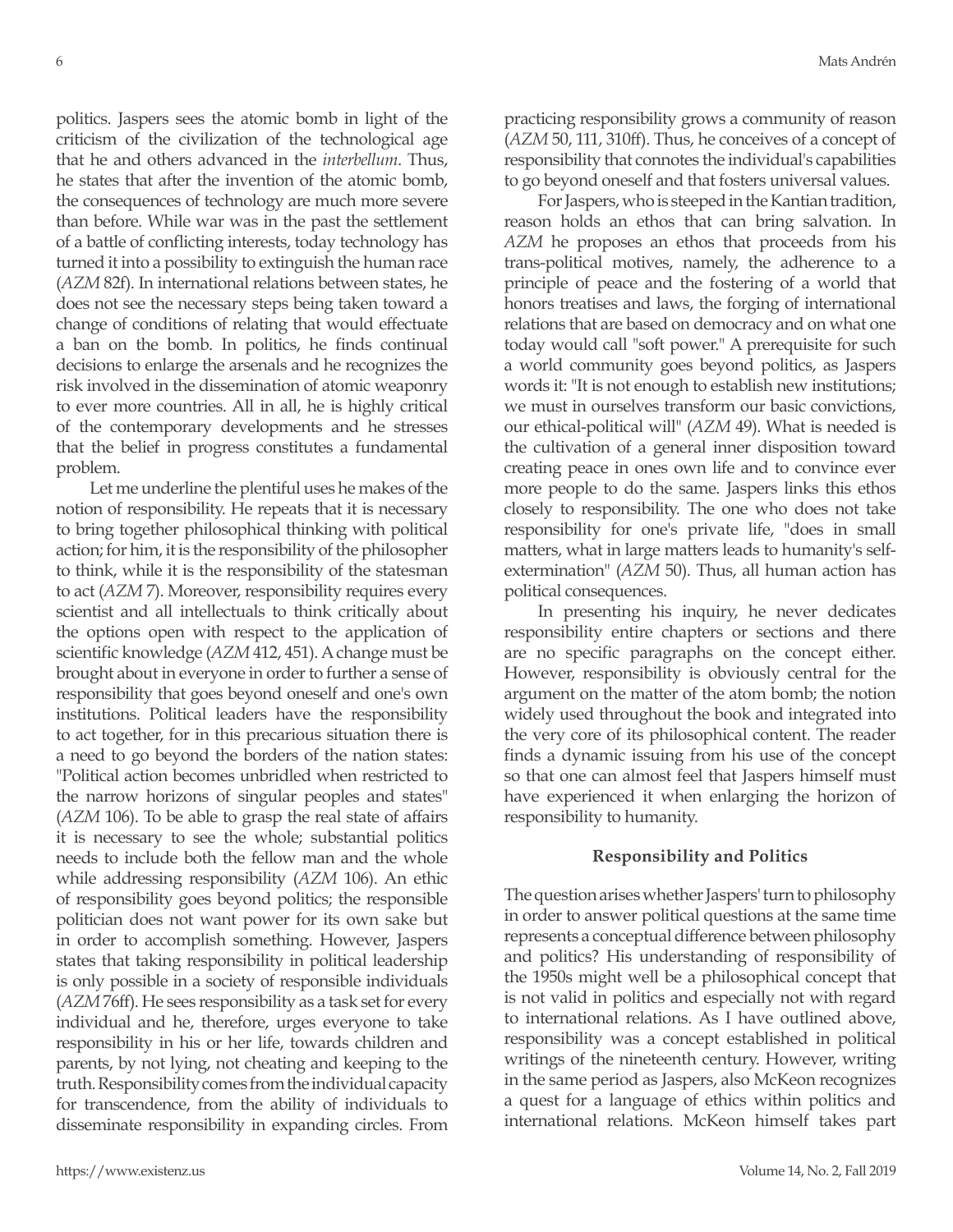politics. Jaspers sees the atomic bomb in light of the criticism of the civilization of the technological age that he and others advanced in the *interbellum*. Thus, he states that after the invention of the atomic bomb, the consequences of technology are much more severe than before. While war was in the past the settlement of a battle of conflicting interests, today technology has turned it into a possibility to extinguish the human race (*AZM* 82f). In international relations between states, he does not see the necessary steps being taken toward a change of conditions of relating that would effectuate a ban on the bomb. In politics, he finds continual decisions to enlarge the arsenals and he recognizes the risk involved in the dissemination of atomic weaponry to ever more countries. All in all, he is highly critical of the contemporary developments and he stresses that the belief in progress constitutes a fundamental problem.

Let me underline the plentiful uses he makes of the notion of responsibility. He repeats that it is necessary to bring together philosophical thinking with political action; for him, it is the responsibility of the philosopher to think, while it is the responsibility of the statesman to act (*AZM* 7). Moreover, responsibility requires every scientist and all intellectuals to think critically about the options open with respect to the application of scientific knowledge (*AZM* 412, 451). A change must be brought about in everyone in order to further a sense of responsibility that goes beyond oneself and one's own institutions. Political leaders have the responsibility to act together, for in this precarious situation there is a need to go beyond the borders of the nation states: "Political action becomes unbridled when restricted to the narrow horizons of singular peoples and states" (*AZM* 106). To be able to grasp the real state of affairs it is necessary to see the whole; substantial politics needs to include both the fellow man and the whole while addressing responsibility (*AZM* 106). An ethic of responsibility goes beyond politics; the responsible politician does not want power for its own sake but in order to accomplish something. However, Jaspers states that taking responsibility in political leadership is only possible in a society of responsible individuals (*AZM* 76ff). He sees responsibility as a task set for every individual and he, therefore, urges everyone to take responsibility in his or her life, towards children and parents, by not lying, not cheating and keeping to the truth. Responsibility comes from the individual capacity for transcendence, from the ability of individuals to disseminate responsibility in expanding circles. From practicing responsibility grows a community of reason (*AZM* 50, 111, 310ff). Thus, he conceives of a concept of responsibility that connotes the individual's capabilities to go beyond oneself and that fosters universal values.

For Jaspers, who is steeped in the Kantian tradition, reason holds an ethos that can bring salvation. In *AZM* he proposes an ethos that proceeds from his trans-political motives, namely, the adherence to a principle of peace and the fostering of a world that honors treatises and laws, the forging of international relations that are based on democracy and on what one today would call "soft power." A prerequisite for such a world community goes beyond politics, as Jaspers words it: "It is not enough to establish new institutions; we must in ourselves transform our basic convictions, our ethical-political will" (*AZM* 49). What is needed is the cultivation of a general inner disposition toward creating peace in ones own life and to convince ever more people to do the same. Jaspers links this ethos closely to responsibility. The one who does not take responsibility for one's private life, "does in small matters, what in large matters leads to humanity's self-extermination" (*AZM* 50). Thus, all human action has political consequences.

In presenting his inquiry, he never dedicates responsibility entire chapters or sections and there are no specific paragraphs on the concept either. However, responsibility is obviously central for the argument on the matter of the atom bomb; the notion widely used throughout the book and integrated into the very core of its philosophical content. The reader finds a dynamic issuing from his use of the concept so that one can almost feel that Jaspers himself must have experienced it when enlarging the horizon of responsibility to humanity.

## Responsibility and Politics

The question arises whether Jaspers' turn to philosophy in order to answer political questions at the same time represents a conceptual difference between philosophy and politics? His understanding of responsibility of the 1950s might well be a philosophical concept that is not valid in politics and especially not with regard to international relations. As I have outlined above, responsibility was a concept established in political writings of the nineteenth century. However, writing in the same period as Jaspers, also McKeon recognizes a quest for a language of ethics within politics and international relations. McKeon himself takes part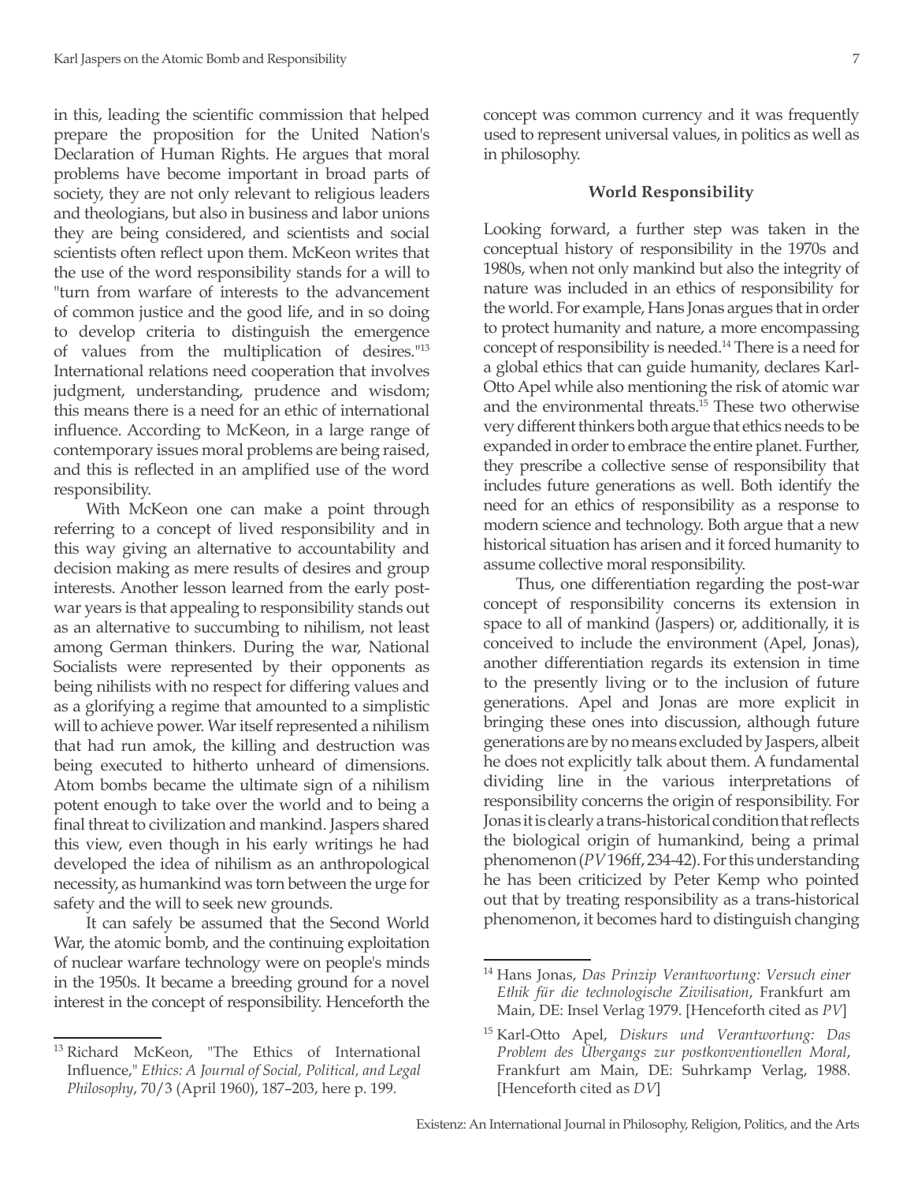in this, leading the scientific commission that helped prepare the proposition for the United Nation's Declaration of Human Rights. He argues that moral problems have become important in broad parts of society, they are not only relevant to religious leaders and theologians, but also in business and labor unions they are being considered, and scientists and social scientists often reflect upon them. McKeon writes that the use of the word responsibility stands for a will to "turn from warfare of interests to the advancement of common justice and the good life, and in so doing to develop criteria to distinguish the emergence of values from the multiplication of desires."[13] International relations need cooperation that involves judgment, understanding, prudence and wisdom; this means there is a need for an ethic of international influence. According to McKeon, in a large range of contemporary issues moral problems are being raised, and this is reflected in an amplified use of the word responsibility.

With McKeon one can make a point through referring to a concept of lived responsibility and in this way giving an alternative to accountability and decision making as mere results of desires and group interests. Another lesson learned from the early post-war years is that appealing to responsibility stands out as an alternative to succumbing to nihilism, not least among German thinkers. During the war, National Socialists were represented by their opponents as being nihilists with no respect for differing values and as a glorifying a regime that amounted to a simplistic will to achieve power. War itself represented a nihilism that had run amok, the killing and destruction was being executed to hitherto unheard of dimensions. Atom bombs became the ultimate sign of a nihilism potent enough to take over the world and to being a final threat to civilization and mankind. Jaspers shared this view, even though in his early writings he had developed the idea of nihilism as an anthropological necessity, as humankind was torn between the urge for safety and the will to seek new grounds.

It can safely be assumed that the Second World War, the atomic bomb, and the continuing exploitation of nuclear warfare technology were on people's minds in the 1950s. It became a breeding ground for a novel interest in the concept of responsibility. Henceforth the concept was common currency and it was frequently used to represent universal values, in politics as well as in philosophy.

### World Responsibility

Looking forward, a further step was taken in the conceptual history of responsibility in the 1970s and 1980s, when not only mankind but also the integrity of nature was included in an ethics of responsibility for the world. For example, Hans Jonas argues that in order to protect humanity and nature, a more encompassing concept of responsibility is needed.[14] There is a need for a global ethics that can guide humanity, declares Karl-Otto Apel while also mentioning the risk of atomic war and the environmental threats.[15] These two otherwise very different thinkers both argue that ethics needs to be expanded in order to embrace the entire planet. Further, they prescribe a collective sense of responsibility that includes future generations as well. Both identify the need for an ethics of responsibility as a response to modern science and technology. Both argue that a new historical situation has arisen and it forced humanity to assume collective moral responsibility.

Thus, one differentiation regarding the post-war concept of responsibility concerns its extension in space to all of mankind (Jaspers) or, additionally, it is conceived to include the environment (Apel, Jonas), another differentiation regards its extension in time to the presently living or to the inclusion of future generations. Apel and Jonas are more explicit in bringing these ones into discussion, although future generations are by no means excluded by Jaspers, albeit he does not explicitly talk about them. A fundamental dividing line in the various interpretations of responsibility concerns the origin of responsibility. For Jonas it is clearly a trans-historical condition that reflects the biological origin of humankind, being a primal phenomenon (*PV* 196ff, 234-42). For this understanding he has been criticized by Peter Kemp who pointed out that by treating responsibility as a trans-historical phenomenon, it becomes hard to distinguish changing

---

[13] Richard McKeon, "The Ethics of International Influence," *Ethics: A Journal of Social, Political, and Legal Philosophy*, 70/3 (April 1960), 187–203, here p. 199.

[14] Hans Jonas, *Das Prinzip Verantwortung: Versuch einer Ethik für die technologische Zivilisation*, Frankfurt am Main, DE: Insel Verlag 1979. [Henceforth cited as *PV*]

[15] Karl-Otto Apel, *Diskurs und Verantwortung: Das Problem des Übergangs zur postkonventionellen Moral*, Frankfurt am Main, DE: Suhrkamp Verlag, 1988. [Henceforth cited as *DV*]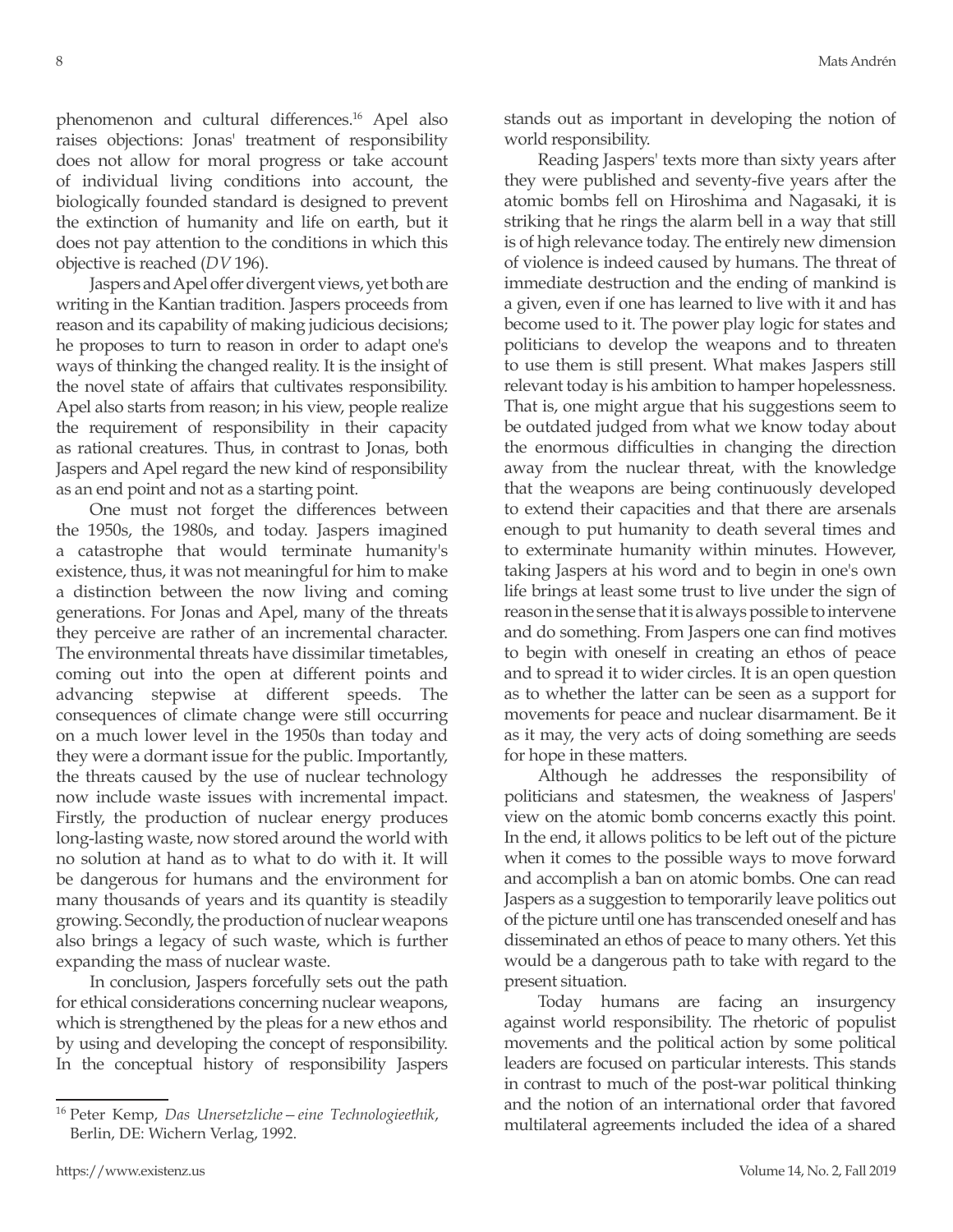phenomenon and cultural differences.[16] Apel also raises objections: Jonas' treatment of responsibility does not allow for moral progress or take account of individual living conditions into account, the biologically founded standard is designed to prevent the extinction of humanity and life on earth, but it does not pay attention to the conditions in which this objective is reached (*DV* 196).

Jaspers and Apel offer divergent views, yet both are writing in the Kantian tradition. Jaspers proceeds from reason and its capability of making judicious decisions; he proposes to turn to reason in order to adapt one's ways of thinking the changed reality. It is the insight of the novel state of affairs that cultivates responsibility. Apel also starts from reason; in his view, people realize the requirement of responsibility in their capacity as rational creatures. Thus, in contrast to Jonas, both Jaspers and Apel regard the new kind of responsibility as an end point and not as a starting point.

One must not forget the differences between the 1950s, the 1980s, and today. Jaspers imagined a catastrophe that would terminate humanity's existence, thus, it was not meaningful for him to make a distinction between the now living and coming generations. For Jonas and Apel, many of the threats they perceive are rather of an incremental character. The environmental threats have dissimilar timetables, coming out into the open at different points and advancing stepwise at different speeds. The consequences of climate change were still occurring on a much lower level in the 1950s than today and they were a dormant issue for the public. Importantly, the threats caused by the use of nuclear technology now include waste issues with incremental impact. Firstly, the production of nuclear energy produces long-lasting waste, now stored around the world with no solution at hand as to what to do with it. It will be dangerous for humans and the environment for many thousands of years and its quantity is steadily growing. Secondly, the production of nuclear weapons also brings a legacy of such waste, which is further expanding the mass of nuclear waste.

In conclusion, Jaspers forcefully sets out the path for ethical considerations concerning nuclear weapons, which is strengthened by the pleas for a new ethos and by using and developing the concept of responsibility. In the conceptual history of responsibility Jaspers stands out as important in developing the notion of world responsibility.

Reading Jaspers' texts more than sixty years after they were published and seventy-five years after the atomic bombs fell on Hiroshima and Nagasaki, it is striking that he rings the alarm bell in a way that still is of high relevance today. The entirely new dimension of violence is indeed caused by humans. The threat of immediate destruction and the ending of mankind is a given, even if one has learned to live with it and has become used to it. The power play logic for states and politicians to develop the weapons and to threaten to use them is still present. What makes Jaspers still relevant today is his ambition to hamper hopelessness. That is, one might argue that his suggestions seem to be outdated judged from what we know today about the enormous difficulties in changing the direction away from the nuclear threat, with the knowledge that the weapons are being continuously developed to extend their capacities and that there are arsenals enough to put humanity to death several times and to exterminate humanity within minutes. However, taking Jaspers at his word and to begin in one's own life brings at least some trust to live under the sign of reason in the sense that it is always possible to intervene and do something. From Jaspers one can find motives to begin with oneself in creating an ethos of peace and to spread it to wider circles. It is an open question as to whether the latter can be seen as a support for movements for peace and nuclear disarmament. Be it as it may, the very acts of doing something are seeds for hope in these matters.

Although he addresses the responsibility of politicians and statesmen, the weakness of Jaspers' view on the atomic bomb concerns exactly this point. In the end, it allows politics to be left out of the picture when it comes to the possible ways to move forward and accomplish a ban on atomic bombs. One can read Jaspers as a suggestion to temporarily leave politics out of the picture until one has transcended oneself and has disseminated an ethos of peace to many others. Yet this would be a dangerous path to take with regard to the present situation.

Today humans are facing an insurgency against world responsibility. The rhetoric of populist movements and the political action by some political leaders are focused on particular interests. This stands in contrast to much of the post-war political thinking and the notion of an international order that favored multilateral agreements included the idea of a shared

[16] Peter Kemp, *Das Unersetzliche—eine Technologieethik*, Berlin, DE: Wichern Verlag, 1992.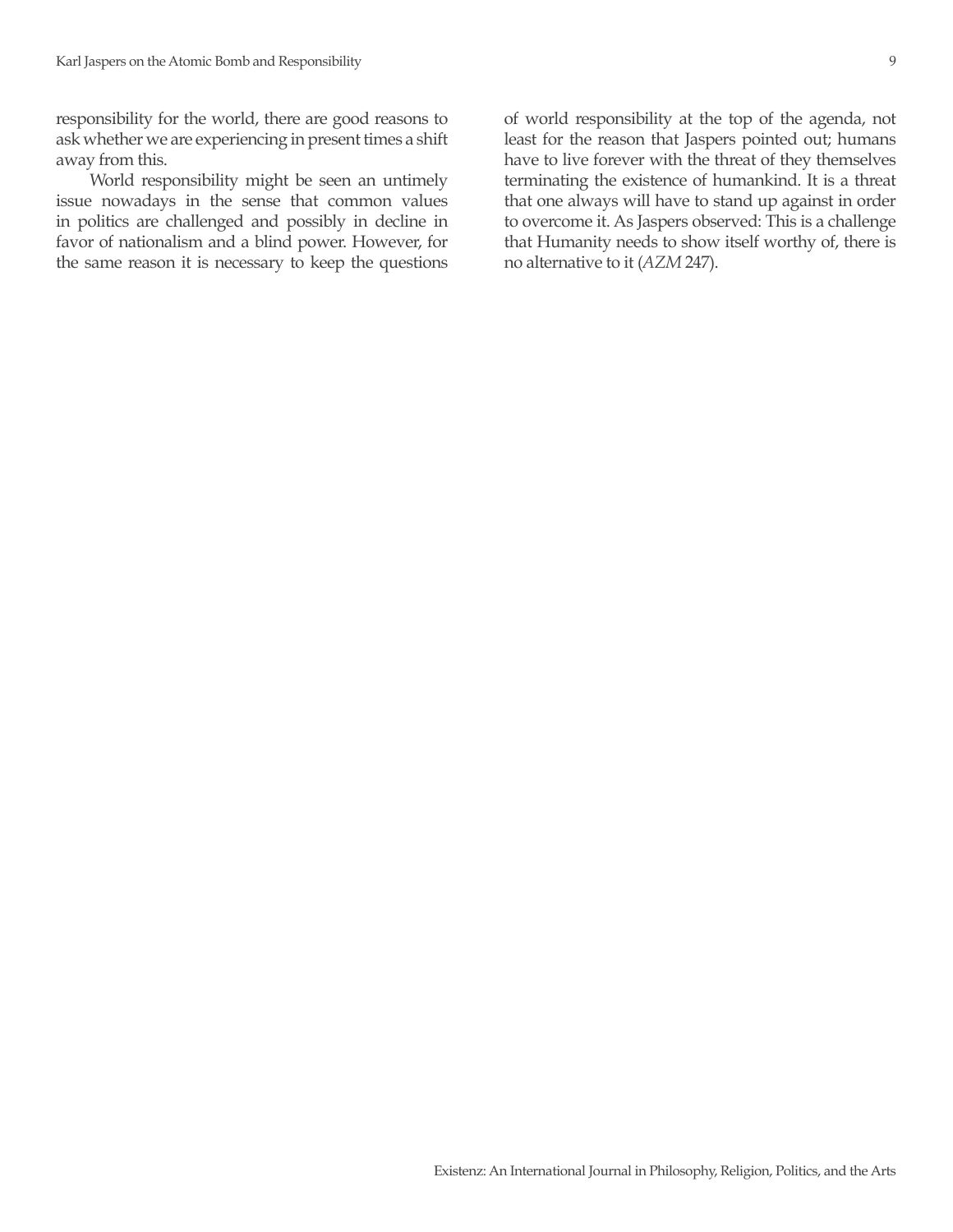responsibility for the world, there are good reasons to ask whether we are experiencing in present times a shift away from this.

World responsibility might be seen an untimely issue nowadays in the sense that common values in politics are challenged and possibly in decline in favor of nationalism and a blind power. However, for the same reason it is necessary to keep the questions of world responsibility at the top of the agenda, not least for the reason that Jaspers pointed out; humans have to live forever with the threat of they themselves terminating the existence of humankind. It is a threat that one always will have to stand up against in order to overcome it. As Jaspers observed: This is a challenge that Humanity needs to show itself worthy of, there is no alternative to it (*AZM* 247).